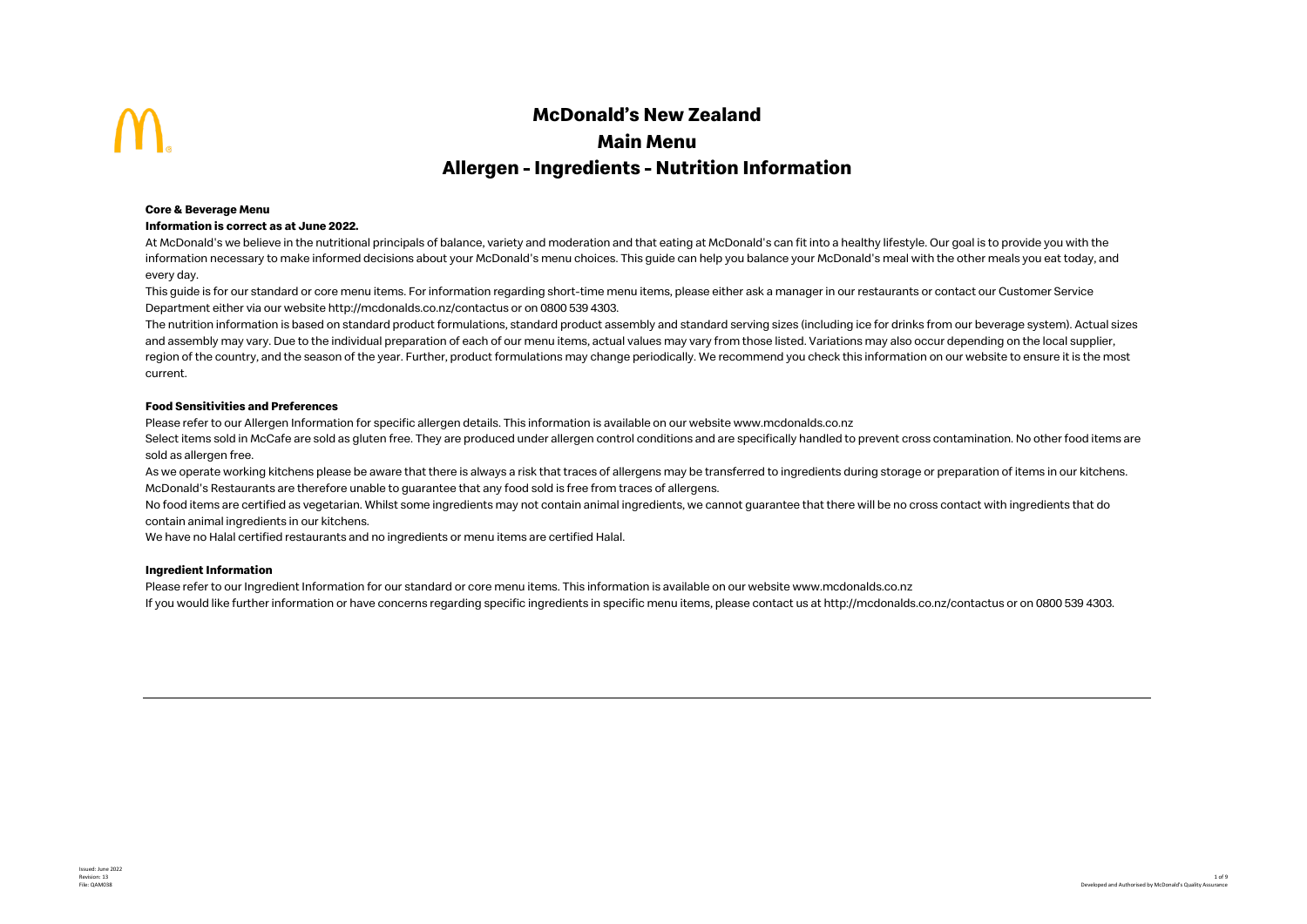# McDonald's New Zealand
# Main Menu
# Allergen - Ingredients - Nutrition Information

**Core & Beverage Menu**

**Information is correct as at June 2022.**

At McDonald's we believe in the nutritional principals of balance, variety and moderation and that eating at McDonald's can fit into a healthy lifestyle. Our goal is to provide you with the information necessary to make informed decisions about your McDonald's menu choices. This guide can help you balance your McDonald's meal with the other meals you eat today, and every day.

This guide is for our standard or core menu items. For information regarding short-time menu items, please either ask a manager in our restaurants or contact our Customer Service Department either via our website http://mcdonalds.co.nz/contactus or on 0800 539 4303.

The nutrition information is based on standard product formulations, standard product assembly and standard serving sizes (including ice for drinks from our beverage system). Actual sizes and assembly may vary. Due to the individual preparation of each of our menu items, actual values may vary from those listed. Variations may also occur depending on the local supplier, region of the country, and the season of the year. Further, product formulations may change periodically. We recommend you check this information on our website to ensure it is the most current.

**Food Sensitivities and Preferences**

Please refer to our Allergen Information for specific allergen details. This information is available on our website www.mcdonalds.co.nz

Select items sold in McCafe are sold as gluten free. They are produced under allergen control conditions and are specifically handled to prevent cross contamination. No other food items are sold as allergen free.

As we operate working kitchens please be aware that there is always a risk that traces of allergens may be transferred to ingredients during storage or preparation of items in our kitchens. McDonald's Restaurants are therefore unable to guarantee that any food sold is free from traces of allergens.

No food items are certified as vegetarian. Whilst some ingredients may not contain animal ingredients, we cannot guarantee that there will be no cross contact with ingredients that do contain animal ingredients in our kitchens.

We have no Halal certified restaurants and no ingredients or menu items are certified Halal.

**Ingredient Information**

Please refer to our Ingredient Information for our standard or core menu items. This information is available on our website www.mcdonalds.co.nz

If you would like further information or have concerns regarding specific ingredients in specific menu items, please contact us at http://mcdonalds.co.nz/contactus or on 0800 539 4303.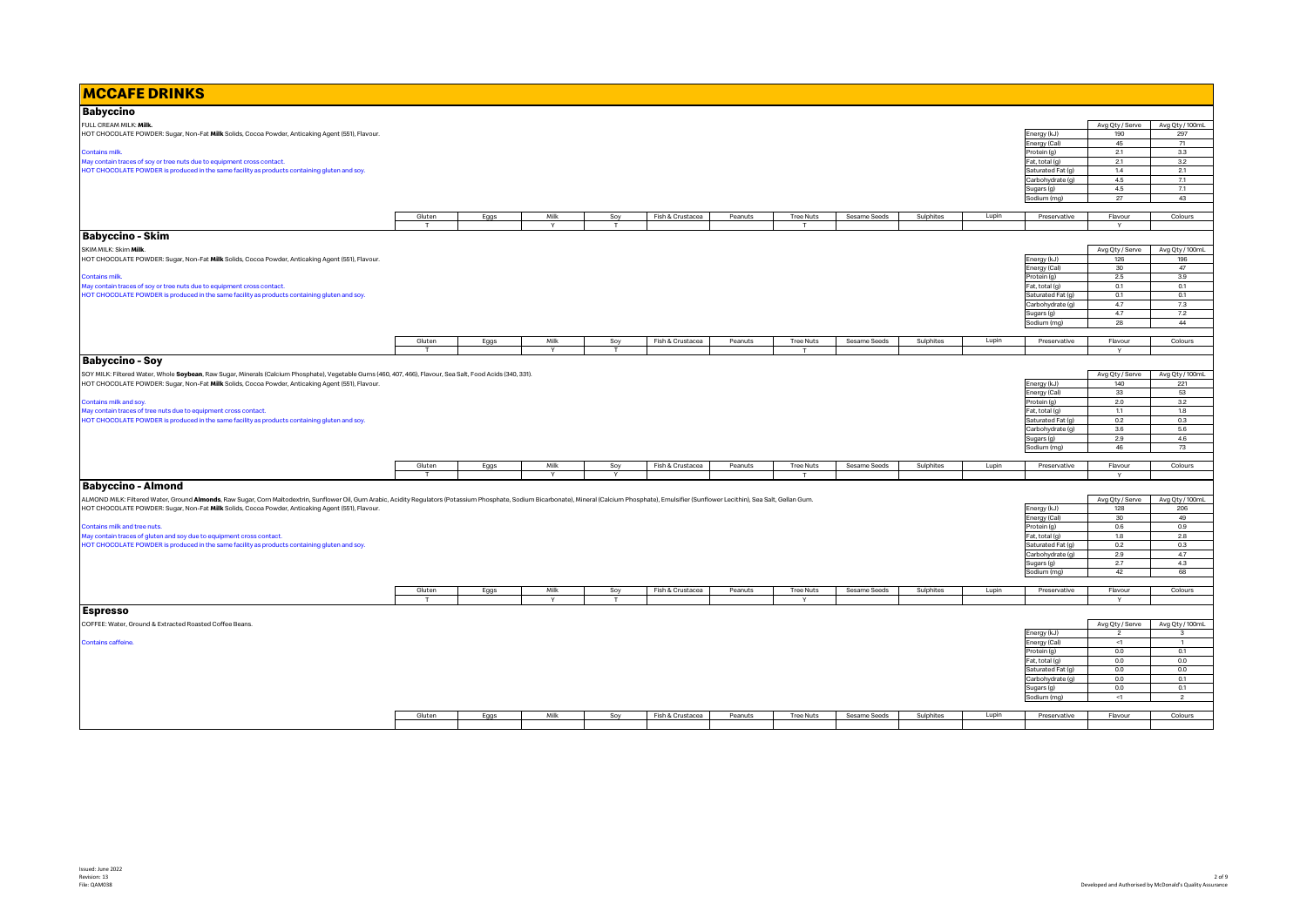# MCCAFE DRINKS

## Babyccino

FULL CREAM MILK: **Milk**.
HOT CHOCOLATE POWDER: Sugar, Non-Fat **Milk** Solids, Cocoa Powder, Anticaking Agent (551), Flavour.

Contains milk.
May contain traces of soy or tree nuts due to equipment cross contact.
HOT CHOCOLATE POWDER is produced in the same facility as products containing gluten and soy.

| | Avg Qty / Serve | Avg Qty / 100mL |
|---|---|---|
| Energy (kJ) | 190 | 297 |
| Energy (Cal) | 45 | 71 |
| Protein (g) | 2.1 | 3.3 |
| Fat, total (g) | 2.1 | 3.2 |
| Saturated Fat (g) | 1.4 | 2.1 |
| Carbohydrate (g) | 4.5 | 7.1 |
| Sugars (g) | 4.5 | 7.1 |
| Sodium (mg) | 27 | 43 |

| Gluten | Eggs | Milk | Soy | Fish & Crustacea | Peanuts | Tree Nuts | Sesame Seeds | Sulphites | Lupin | Preservative | Flavour | Colours |
|---|---|---|---|---|---|---|---|---|---|---|---|---|
| T | | Y | T | | | T | | | | | Y | |

## Babyccino - Skim

SKIM MILK: Skim **Milk**.
HOT CHOCOLATE POWDER: Sugar, Non-Fat **Milk** Solids, Cocoa Powder, Anticaking Agent (551), Flavour.

Contains milk.
May contain traces of soy or tree nuts due to equipment cross contact.
HOT CHOCOLATE POWDER is produced in the same facility as products containing gluten and soy.

| | Avg Qty / Serve | Avg Qty / 100mL |
|---|---|---|
| Energy (kJ) | 126 | 196 |
| Energy (Cal) | 30 | 47 |
| Protein (g) | 2.5 | 3.9 |
| Fat, total (g) | 0.1 | 0.1 |
| Saturated Fat (g) | 0.1 | 0.1 |
| Carbohydrate (g) | 4.7 | 7.3 |
| Sugars (g) | 4.7 | 7.2 |
| Sodium (mg) | 28 | 44 |

| Gluten | Eggs | Milk | Soy | Fish & Crustacea | Peanuts | Tree Nuts | Sesame Seeds | Sulphites | Lupin | Preservative | Flavour | Colours |
|---|---|---|---|---|---|---|---|---|---|---|---|---|
| T | | Y | T | | | T | | | | | Y | |

## Babyccino - Soy

SOY MILK: Filtered Water, Whole **Soybean**, Raw Sugar, Minerals (Calcium Phosphate), Vegetable Gums (460, 407, 466), Flavour, Sea Salt, Food Acids (340, 331).
HOT CHOCOLATE POWDER: Sugar, Non-Fat **Milk** Solids, Cocoa Powder, Anticaking Agent (551), Flavour.

Contains milk and soy.
May contain traces of tree nuts due to equipment cross contact.
HOT CHOCOLATE POWDER is produced in the same facility as products containing gluten and soy.

| | Avg Qty / Serve | Avg Qty / 100mL |
|---|---|---|
| Energy (kJ) | 140 | 221 |
| Energy (Cal) | 33 | 53 |
| Protein (g) | 2.0 | 3.2 |
| Fat, total (g) | 1.1 | 1.8 |
| Saturated Fat (g) | 0.2 | 0.3 |
| Carbohydrate (g) | 3.6 | 5.6 |
| Sugars (g) | 2.9 | 4.6 |
| Sodium (mg) | 46 | 73 |

| Gluten | Eggs | Milk | Soy | Fish & Crustacea | Peanuts | Tree Nuts | Sesame Seeds | Sulphites | Lupin | Preservative | Flavour | Colours |
|---|---|---|---|---|---|---|---|---|---|---|---|---|
| T | | Y | Y | | | T | | | | | Y | |

## Babyccino - Almond

ALMOND MILK: Filtered Water, Ground **Almonds**, Raw Sugar, Corn Maltodextrin, Sunflower Oil, Gum Arabic, Acidity Regulators (Potassium Phosphate, Sodium Bicarbonate), Mineral (Calcium Phosphate), Emulsifier (Sunflower Lecithin), Sea Salt, Gellan Gum.
HOT CHOCOLATE POWDER: Sugar, Non-Fat **Milk** Solids, Cocoa Powder, Anticaking Agent (551), Flavour.

Contains milk and tree nuts.
May contain traces of gluten and soy due to equipment cross contact.
HOT CHOCOLATE POWDER is produced in the same facility as products containing gluten and soy.

| | Avg Qty / Serve | Avg Qty / 100mL |
|---|---|---|
| Energy (kJ) | 128 | 206 |
| Energy (Cal) | 30 | 49 |
| Protein (g) | 0.6 | 0.9 |
| Fat, total (g) | 1.8 | 2.8 |
| Saturated Fat (g) | 0.2 | 0.3 |
| Carbohydrate (g) | 2.9 | 4.7 |
| Sugars (g) | 2.7 | 4.3 |
| Sodium (mg) | 42 | 68 |

| Gluten | Eggs | Milk | Soy | Fish & Crustacea | Peanuts | Tree Nuts | Sesame Seeds | Sulphites | Lupin | Preservative | Flavour | Colours |
|---|---|---|---|---|---|---|---|---|---|---|---|---|
| T | | Y | T | | | Y | | | | | Y | |

## Espresso

COFFEE: Water, Ground & Extracted Roasted Coffee Beans.

Contains caffeine.

| | Avg Qty / Serve | Avg Qty / 100mL |
|---|---|---|
| Energy (kJ) | 2 | 3 |
| Energy (Cal) | <1 | 1 |
| Protein (g) | 0.0 | 0.1 |
| Fat, total (g) | 0.0 | 0.0 |
| Saturated Fat (g) | 0.0 | 0.0 |
| Carbohydrate (g) | 0.0 | 0.1 |
| Sugars (g) | 0.0 | 0.1 |
| Sodium (mg) | <1 | 2 |

| Gluten | Eggs | Milk | Soy | Fish & Crustacea | Peanuts | Tree Nuts | Sesame Seeds | Sulphites | Lupin | Preservative | Flavour | Colours |
|---|---|---|---|---|---|---|---|---|---|---|---|---|
| | | | | | | | | | | | | |

Issued: June 2022
Revision: 13
File: QAM038

Developed and Authorised by McDonald's Quality Assurance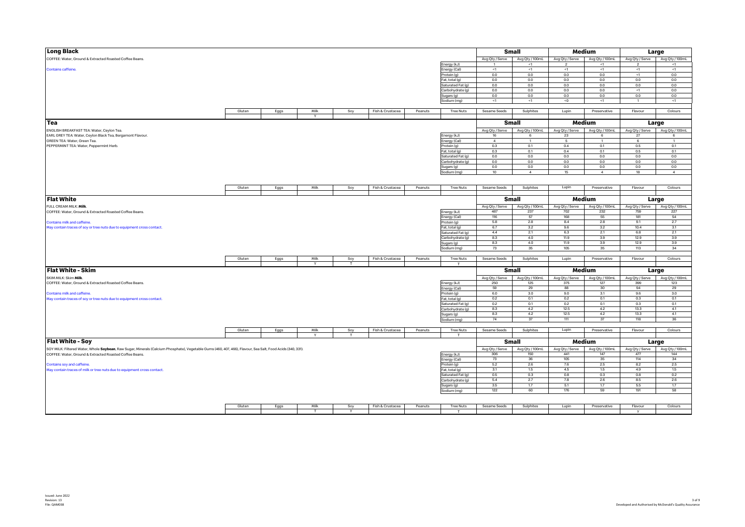## Long Black

COFFEE: Water, Ground & Extracted Roasted Coffee Beans.

Contains caffeine.

| | Small | | Medium | | Large | |
|---|---|---|---|---|---|---|
| | Avg Qty / Serve | Avg Qty / 100mL | Avg Qty / Serve | Avg Qty / 100mL | Avg Qty / Serve | Avg Qty / 100mL |
| Energy (kJ) | 1 | <1 | 2 | <1 | 2 | <1 |
| Energy (Cal) | <1 | <1 | <1 | <1 | <1 | <1 |
| Protein (g) | 0.0 | 0.0 | 0.0 | 0.0 | <1 | 0.0 |
| Fat, total (g) | 0.0 | 0.0 | 0.0 | 0.0 | 0.0 | 0.0 |
| Saturated Fat (g) | 0.0 | 0.0 | 0.0 | 0.0 | 0.0 | 0.0 |
| Carbohydrate (g) | 0.0 | 0.0 | 0.0 | 0.0 | <1 | 0.0 |
| Sugars (g) | 0.0 | 0.0 | 0.0 | 0.0 | 0.0 | 0.0 |
| Sodium (mg) | <1 | <1 | <0 | <1 | 1 | <1 |

| Gluten | Eggs | Milk | Soy | Fish & Crustacea | Peanuts | Tree Nuts | Sesame Seeds | Sulphites | Lupin | Preservative | Flavour | Colours |
|---|---|---|---|---|---|---|---|---|---|---|---|---|
| | | Y | | | | | | | | | | |

## Tea

ENGLISH BREAKFAST TEA: Water, Ceylon Tea.
EARL GREY TEA: Water, Ceylon Black Tea, Bergamont Flavour.
GREEN TEA: Water, Green Tea.
PEPPERMINT TEA: Water, Peppermint Herb.

| | Small | | Medium | | Large | |
|---|---|---|---|---|---|---|
| | Avg Qty / Serve | Avg Qty / 100mL | Avg Qty / Serve | Avg Qty / 100mL | Avg Qty / Serve | Avg Qty / 100mL |
| Energy (kJ) | 16 | 6 | 23 | 6 | 27 | 6 |
| Energy (Cal) | 4 | 1 | 5 | 1 | 6 | 1 |
| Protein (g) | 0.3 | 0.1 | 0.4 | 0.1 | 0.5 | 0.1 |
| Fat, total (g) | 0.3 | 0.1 | 0.4 | 0.1 | 0.5 | 0.1 |
| Saturated Fat (g) | 0.0 | 0.0 | 0.0 | 0.0 | 0.0 | 0.0 |
| Carbohydrate (g) | 0.0 | 0.0 | 0.0 | 0.0 | 0.0 | 0.0 |
| Sugars (g) | 0.0 | 0.0 | 0.0 | 0.0 | 0.0 | 0.0 |
| Sodium (mg) | 10 | 4 | 15 | 4 | 18 | 4 |

| Gluten | Eggs | Milk | Soy | Fish & Crustacea | Peanuts | Tree Nuts | Sesame Seeds | Sulphites | Lupin | Preservative | Flavour | Colours |
|---|---|---|---|---|---|---|---|---|---|---|---|---|
| | | | | | | | | | | | | |

## Flat White

FULL CREAM MILK: **Milk**.
COFFEE: Water, Ground & Extracted Roasted Coffee Beans.

Contains milk and caffeine.
May contain traces of soy or tree nuts due to equipment cross contact.

| | Small | | Medium | | Large | |
|---|---|---|---|---|---|---|
| | Avg Qty / Serve | Avg Qty / 100mL | Avg Qty / Serve | Avg Qty / 100mL | Avg Qty / Serve | Avg Qty / 100mL |
| Energy (kJ) | 487 | 237 | 702 | 232 | 759 | 227 |
| Energy (Cal) | 116 | 57 | 168 | 55 | 181 | 54 |
| Protein (g) | 5.8 | 2.8 | 8.4 | 2.8 | 9.1 | 2.7 |
| Fat, total (g) | 6.7 | 3.2 | 9.6 | 3.2 | 10.4 | 3.1 |
| Saturated Fat (g) | 4.4 | 2.1 | 6.3 | 2.1 | 6.8 | 2.1 |
| Carbohydrate (g) | 8.3 | 4.0 | 11.9 | 3.9 | 12.9 | 3.9 |
| Sugars (g) | 8.3 | 4.0 | 11.9 | 3.9 | 12.9 | 3.9 |
| Sodium (mg) | 73 | 35 | 105 | 35 | 113 | 34 |

| Gluten | Eggs | Milk | Soy | Fish & Crustacea | Peanuts | Tree Nuts | Sesame Seeds | Sulphites | Lupin | Preservative | Flavour | Colours |
|---|---|---|---|---|---|---|---|---|---|---|---|---|
| | | Y | T | | | T | | | | | | |

## Flat White - Skim

SKIM MILK: Skim **Milk**.
COFFEE: Water, Ground & Extracted Roasted Coffee Beans.

Contains milk and caffeine.
May contain traces of soy or tree nuts due to equipment cross contact.

| | Small | | Medium | | Large | |
|---|---|---|---|---|---|---|
| | Avg Qty / Serve | Avg Qty / 100mL | Avg Qty / Serve | Avg Qty / 100mL | Avg Qty / Serve | Avg Qty / 100mL |
| Energy (kJ) | 250 | 125 | 375 | 127 | 399 | 123 |
| Energy (Cal) | 59 | 29 | 88 | 30 | 94 | 29 |
| Protein (g) | 6.0 | 3.0 | 9.0 | 3.1 | 9.6 | 3.0 |
| Fat, total (g) | 0.2 | 0.1 | 0.2 | 0.1 | 0.3 | 0.1 |
| Saturated Fat (g) | 0.2 | 0.1 | 0.2 | 0.1 | 0.3 | 0.1 |
| Carbohydrate (g) | 8.3 | 4.2 | 12.5 | 4.2 | 13.3 | 4.1 |
| Sugars (g) | 8.3 | 4.2 | 12.5 | 4.2 | 13.3 | 4.1 |
| Sodium (mg) | 74 | 37 | 111 | 37 | 118 | 36 |

| Gluten | Eggs | Milk | Soy | Fish & Crustacea | Peanuts | Tree Nuts | Sesame Seeds | Sulphites | Lupin | Preservative | Flavour | Colours |
|---|---|---|---|---|---|---|---|---|---|---|---|---|
| | | Y | T | | | T | | | | | | |

## Flat White - Soy

SOY MILK: Filtered Water, Whole **Soybean**, Raw Sugar, Minerals (Calcium Phosphate), Vegetable Gums (460, 407, 466), Flavour, Sea Salt, Food Acids (340, 331).
COFFEE: Water, Ground & Extracted Roasted Coffee Beans.

Contains soy and caffeine.
May contain traces of milk or tree nuts due to equipment cross contact.

| | Small | | Medium | | Large | |
|---|---|---|---|---|---|---|
| | Avg Qty / Serve | Avg Qty / 100mL | Avg Qty / Serve | Avg Qty / 100mL | Avg Qty / Serve | Avg Qty / 100mL |
| Energy (kJ) | 306 | 150 | 441 | 147 | 477 | 144 |
| Energy (Cal) | 73 | 36 | 105 | 35 | 114 | 34 |
| Protein (g) | 5.2 | 2.6 | 7.6 | 2.5 | 8.2 | 2.5 |
| Fat, total (g) | 3.1 | 1.5 | 4.5 | 1.5 | 4.9 | 1.5 |
| Saturated Fat (g) | 0.5 | 0.3 | 0.8 | 0.3 | 0.8 | 0.2 |
| Carbohydrate (g) | 5.4 | 2.7 | 7.8 | 2.6 | 8.5 | 2.6 |
| Sugars (g) | 3.5 | 1.7 | 5.1 | 1.7 | 5.5 | 1.7 |
| Sodium (mg) | 122 | 60 | 176 | 59 | 191 | 58 |

| Gluten | Eggs | Milk | Soy | Fish & Crustacea | Peanuts | Tree Nuts | Sesame Seeds | Sulphites | Lupin | Preservative | Flavour | Colours |
|---|---|---|---|---|---|---|---|---|---|---|---|---|
| | | T | Y | | | T | | | | | Y | |

Issued: June 2022
Revision: 13
File: QAM038

Developed and Authorised by McDonald's Quality Assurance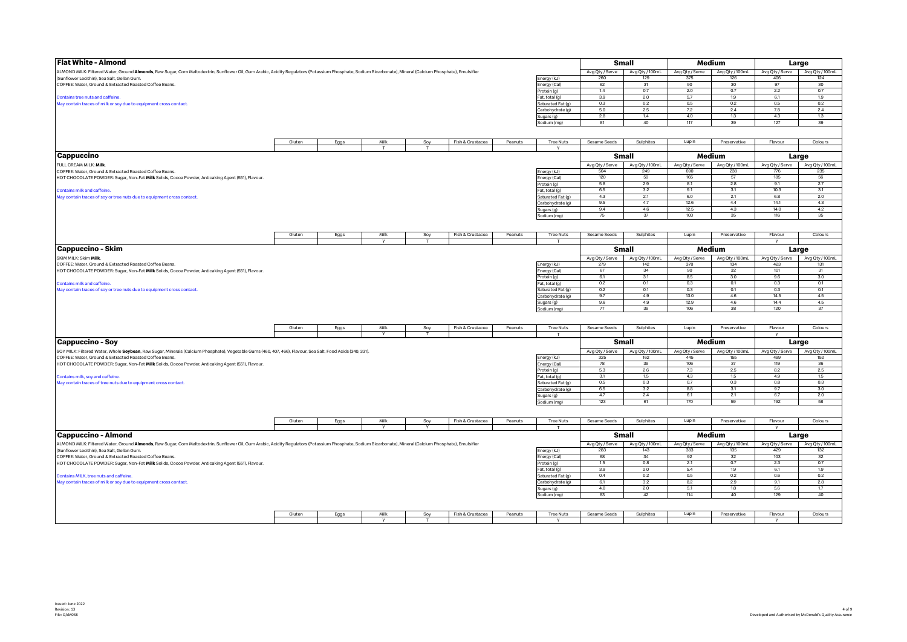## Flat White - Almond

ALMOND MILK: Filtered Water, Ground **Almonds**, Raw Sugar, Corn Maltodextrin, Sunflower Oil, Gum Arabic, Acidity Regulators (Potassium Phosphate, Sodium Bicarbonate), Mineral (Calcium Phosphate), Emulsifier (Sunflower Lecithin), Sea Salt, Gellan Gum.
COFFEE: Water, Ground & Extracted Roasted Coffee Beans.

Contains tree nuts and caffeine.
May contain traces of milk or soy due to equipment cross contact.

| | Small | | Medium | | Large | |
|---|---|---|---|---|---|---|
| | Avg Qty / Serve | Avg Qty / 100mL | Avg Qty / Serve | Avg Qty / 100mL | Avg Qty / Serve | Avg Qty / 100mL |
| Energy (kJ) | 260 | 129 | 375 | 126 | 406 | 124 |
| Energy (Cal) | 62 | 31 | 90 | 30 | 97 | 30 |
| Protein (g) | 1.4 | 0.7 | 2.0 | 0.7 | 2.2 | 0.7 |
| Fat, total (g) | 3.9 | 2.0 | 5.7 | 1.9 | 6.1 | 1.9 |
| Saturated Fat (g) | 0.3 | 0.2 | 0.5 | 0.2 | 0.5 | 0.2 |
| Carbohydrate (g) | 5.0 | 2.5 | 7.2 | 2.4 | 7.8 | 2.4 |
| Sugars (g) | 2.8 | 1.4 | 4.0 | 1.3 | 4.3 | 1.3 |
| Sodium (mg) | 81 | 40 | 117 | 39 | 127 | 39 |

| Gluten | Eggs | Milk | Soy | Fish & Crustacea | Peanuts | Tree Nuts | Sesame Seeds | Sulphites | Lupin | Preservative | Flavour | Colours |
|---|---|---|---|---|---|---|---|---|---|---|---|---|
| | | T | T | | | Y | | | | | | |

## Cappuccino

FULL CREAM MILK: **Milk**.
COFFEE: Water, Ground & Extracted Roasted Coffee Beans.
HOT CHOCOLATE POWDER: Sugar, Non-Fat **Milk** Solids, Cocoa Powder, Anticaking Agent (551), Flavour.

Contains milk and caffeine.
May contain traces of soy or tree nuts due to equipment cross contact.

| | Small | | Medium | | Large | |
|---|---|---|---|---|---|---|
| | Avg Qty / Serve | Avg Qty / 100mL | Avg Qty / Serve | Avg Qty / 100mL | Avg Qty / Serve | Avg Qty / 100mL |
| Energy (kJ) | 504 | 249 | 690 | 238 | 776 | 235 |
| Energy (Cal) | 120 | 59 | 165 | 57 | 185 | 56 |
| Protein (g) | 5.8 | 2.9 | 8.1 | 2.8 | 9.1 | 2.7 |
| Fat, total (g) | 6.5 | 3.2 | 9.1 | 3.1 | 10.3 | 3.1 |
| Saturated Fat (g) | 4.3 | 2.1 | 6.0 | 2.1 | 6.8 | 2.0 |
| Carbohydrate (g) | 9.5 | 4.7 | 12.6 | 4.4 | 14.1 | 4.3 |
| Sugars (g) | 9.4 | 4.6 | 12.5 | 4.3 | 14.0 | 4.2 |
| Sodium (mg) | 75 | 37 | 103 | 35 | 116 | 35 |

| Gluten | Eggs | Milk | Soy | Fish & Crustacea | Peanuts | Tree Nuts | Sesame Seeds | Sulphites | Lupin | Preservative | Flavour | Colours |
|---|---|---|---|---|---|---|---|---|---|---|---|---|
| | | Y | T | | | T | | | | | Y | |

## Cappuccino - Skim

SKIM MILK: Skim **Milk**.
COFFEE: Water, Ground & Extracted Roasted Coffee Beans.
HOT CHOCOLATE POWDER: Sugar, Non-Fat **Milk** Solids, Cocoa Powder, Anticaking Agent (551), Flavour.

Contains milk and caffeine.
May contain traces of soy or tree nuts due to equipment cross contact.

| | Small | | Medium | | Large | |
|---|---|---|---|---|---|---|
| | Avg Qty / Serve | Avg Qty / 100mL | Avg Qty / Serve | Avg Qty / 100mL | Avg Qty / Serve | Avg Qty / 100mL |
| Energy (kJ) | 279 | 142 | 378 | 134 | 423 | 131 |
| Energy (Cal) | 67 | 34 | 90 | 32 | 101 | 31 |
| Protein (g) | 6.1 | 3.1 | 8.5 | 3.0 | 9.6 | 3.0 |
| Fat, total (g) | 0.2 | 0.1 | 0.3 | 0.1 | 0.3 | 0.1 |
| Saturated Fat (g) | 0.2 | 0.1 | 0.3 | 0.1 | 0.3 | 0.1 |
| Carbohydrate (g) | 9.7 | 4.9 | 13.0 | 4.6 | 14.5 | 4.5 |
| Sugars (g) | 9.6 | 4.9 | 12.9 | 4.6 | 14.4 | 4.5 |
| Sodium (mg) | 77 | 39 | 106 | 38 | 120 | 37 |

| Gluten | Eggs | Milk | Soy | Fish & Crustacea | Peanuts | Tree Nuts | Sesame Seeds | Sulphites | Lupin | Preservative | Flavour | Colours |
|---|---|---|---|---|---|---|---|---|---|---|---|---|
| | | Y | T | | | T | | | | | Y | |

## Cappuccino - Soy

SOY MILK: Filtered Water, Whole **Soybean**, Raw Sugar, Minerals (Calcium Phosphate), Vegetable Gums (460, 407, 466), Flavour, Sea Salt, Food Acids (340, 331).
COFFEE: Water, Ground & Extracted Roasted Coffee Beans.
HOT CHOCOLATE POWDER: Sugar, Non-Fat **Milk** Solids, Cocoa Powder, Anticaking Agent (551), Flavour.

Contains milk, soy and caffeine.
May contain traces of tree nuts due to equipment cross contact.

| | Small | | Medium | | Large | |
|---|---|---|---|---|---|---|
| | Avg Qty / Serve | Avg Qty / 100mL | Avg Qty / Serve | Avg Qty / 100mL | Avg Qty / Serve | Avg Qty / 100mL |
| Energy (kJ) | 325 | 162 | 445 | 155 | 499 | 152 |
| Energy (Cal) | 78 | 39 | 106 | 37 | 119 | 36 |
| Protein (g) | 5.3 | 2.6 | 7.3 | 2.5 | 8.2 | 2.5 |
| Fat, total (g) | 3.1 | 1.5 | 4.3 | 1.5 | 4.9 | 1.5 |
| Saturated Fat (g) | 0.5 | 0.3 | 0.7 | 0.3 | 0.8 | 0.3 |
| Carbohydrate (g) | 6.5 | 3.2 | 8.8 | 3.1 | 9.7 | 3.0 |
| Sugars (g) | 4.7 | 2.4 | 6.1 | 2.1 | 6.7 | 2.0 |
| Sodium (mg) | 123 | 61 | 170 | 59 | 192 | 58 |

| Gluten | Eggs | Milk | Soy | Fish & Crustacea | Peanuts | Tree Nuts | Sesame Seeds | Sulphites | Lupin | Preservative | Flavour | Colours |
|---|---|---|---|---|---|---|---|---|---|---|---|---|
| | | Y | Y | | | T | | | | | Y | |

## Cappuccino - Almond

ALMOND MILK: Filtered Water, Ground **Almonds**, Raw Sugar, Corn Maltodextrin, Sunflower Oil, Gum Arabic, Acidity Regulators (Potassium Phosphate, Sodium Bicarbonate), Mineral (Calcium Phosphate), Emulsifier (Sunflower Lecithin), Sea Salt, Gellan Gum.
COFFEE: Water, Ground & Extracted Roasted Coffee Beans.
HOT CHOCOLATE POWDER: Sugar, Non-Fat **Milk** Solids, Cocoa Powder, Anticaking Agent (551), Flavour.

Contains MILK, tree nuts and caffeine.
May contain traces of milk or soy due to equipment cross contact.

| | Small | | Medium | | Large | |
|---|---|---|---|---|---|---|
| | Avg Qty / Serve | Avg Qty / 100mL | Avg Qty / Serve | Avg Qty / 100mL | Avg Qty / Serve | Avg Qty / 100mL |
| Energy (kJ) | 283 | 143 | 383 | 135 | 429 | 132 |
| Energy (Cal) | 68 | 34 | 92 | 32 | 103 | 32 |
| Protein (g) | 1.5 | 0.8 | 2.1 | 0.7 | 2.3 | 0.7 |
| Fat, total (g) | 3.9 | 2.0 | 5.4 | 1.9 | 6.1 | 1.9 |
| Saturated Fat (g) | 0.4 | 0.2 | 0.5 | 0.2 | 0.6 | 0.2 |
| Carbohydrate (g) | 6.1 | 3.2 | 8.2 | 2.9 | 9.1 | 2.8 |
| Sugars (g) | 4.0 | 2.0 | 5.1 | 1.8 | 5.6 | 1.7 |
| Sodium (mg) | 83 | 42 | 114 | 40 | 129 | 40 |

| Gluten | Eggs | Milk | Soy | Fish & Crustacea | Peanuts | Tree Nuts | Sesame Seeds | Sulphites | Lupin | Preservative | Flavour | Colours |
|---|---|---|---|---|---|---|---|---|---|---|---|---|
| | | Y | T | | | Y | | | | | Y | |

Issued: June 2022
Revision: 13
File: QAM038

Developed and Authorised by McDonald's Quality Assurance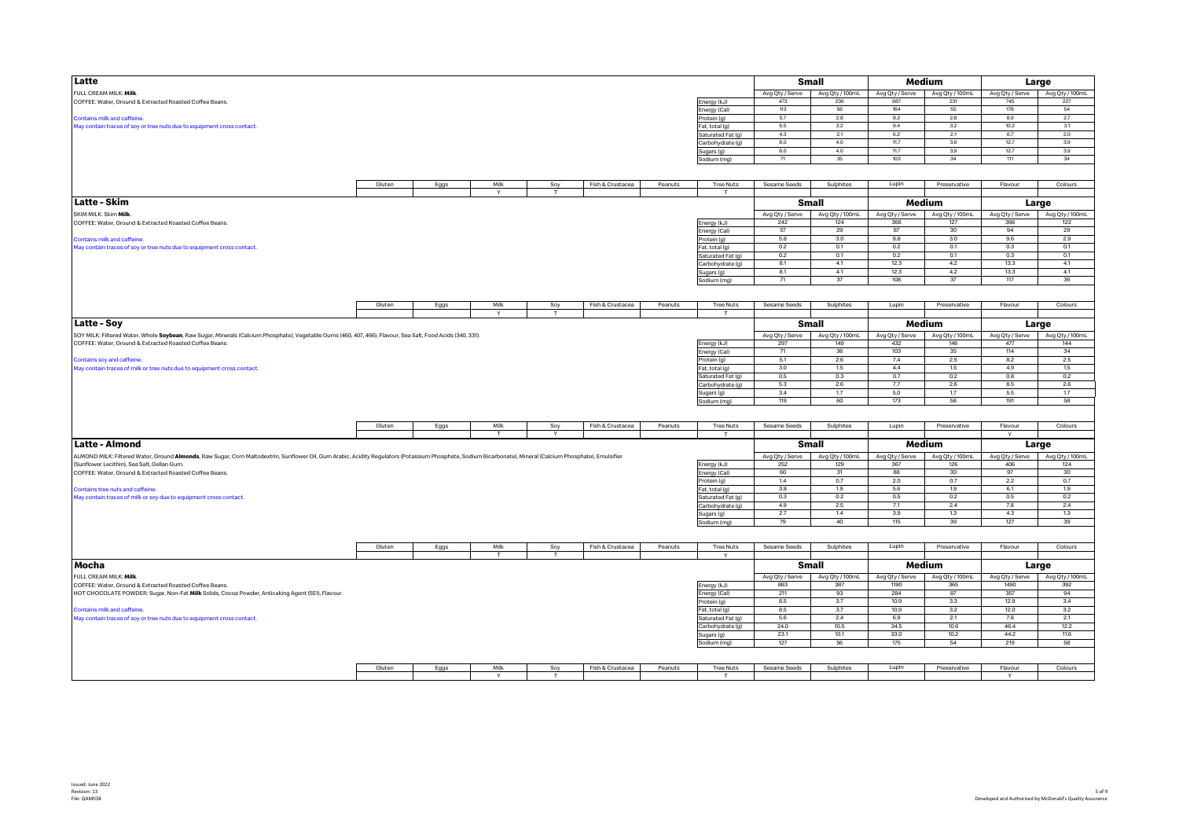## Latte

FULL CREAM MILK: **Milk**.
COFFEE: Water, Ground & Extracted Roasted Coffee Beans.

Contains milk and caffeine.
May contain traces of soy or tree nuts due to equipment cross contact.

| | Small | | Medium | | Large | |
|---|---|---|---|---|---|---|
| | Avg Qty / Serve | Avg Qty / 100mL | Avg Qty / Serve | Avg Qty / 100mL | Avg Qty / Serve | Avg Qty / 100mL |
| Energy (kJ) | 473 | 236 | 687 | 231 | 746 | 227 |
| Energy (Cal) | 113 | 56 | 164 | 55 | 178 | 54 |
| Protein (g) | 5.7 | 2.8 | 8.2 | 2.8 | 8.9 | 2.7 |
| Fat, total (g) | 6.5 | 3.2 | 9.4 | 3.2 | 10.2 | 3.1 |
| Saturated Fat (g) | 4.3 | 2.1 | 6.2 | 2.1 | 6.7 | 2.0 |
| Carbohydrate (g) | 8.0 | 4.0 | 11.7 | 3.9 | 12.7 | 3.9 |
| Sugars (g) | 8.0 | 4.0 | 11.7 | 3.9 | 12.7 | 3.9 |
| Sodium (mg) | 71 | 35 | 103 | 34 | 111 | 34 |

| Gluten | Eggs | Milk | Soy | Fish & Crustacea | Peanuts | Tree Nuts | Sesame Seeds | Sulphites | Lupin | Preservative | Flavour | Colours |
|---|---|---|---|---|---|---|---|---|---|---|---|---|
| | | Y | T | | | T | | | | | | |

## Latte - Skim

SKIM MILK: Skim **Milk**.
COFFEE: Water, Ground & Extracted Roasted Coffee Beans.

Contains milk and caffeine.
May contain traces of soy or tree nuts due to equipment cross contact.

| | Small | | Medium | | Large | |
|---|---|---|---|---|---|---|
| | Avg Qty / Serve | Avg Qty / 100mL | Avg Qty / Serve | Avg Qty / 100mL | Avg Qty / Serve | Avg Qty / 100mL |
| Energy (kJ) | 242 | 124 | 368 | 127 | 398 | 122 |
| Energy (Cal) | 57 | 29 | 87 | 30 | 94 | 29 |
| Protein (g) | 5.8 | 3.0 | 8.8 | 3.0 | 9.6 | 2.9 |
| Fat, total (g) | 0.2 | 0.1 | 0.2 | 0.1 | 0.3 | 0.1 |
| Saturated Fat (g) | 0.2 | 0.1 | 0.2 | 0.1 | 0.3 | 0.1 |
| Carbohydrate (g) | 8.1 | 4.1 | 12.3 | 4.2 | 13.3 | 4.1 |
| Sugars (g) | 8.1 | 4.1 | 12.3 | 4.2 | 13.3 | 4.1 |
| Sodium (mg) | 71 | 37 | 108 | 37 | 117 | 36 |

| Gluten | Eggs | Milk | Soy | Fish & Crustacea | Peanuts | Tree Nuts | Sesame Seeds | Sulphites | Lupin | Preservative | Flavour | Colours |
|---|---|---|---|---|---|---|---|---|---|---|---|---|
| | | Y | T | | | T | | | | | | |

## Latte - Soy

SOY MILK: Filtered Water, Whole **Soybean**, Raw Sugar, Minerals (Calcium Phosphate), Vegetable Gums (460, 407, 466), Flavour, Sea Salt, Food Acids (340, 331).
COFFEE: Water, Ground & Extracted Roasted Coffee Beans.

Contains soy and caffeine.
May contain traces of milk or tree nuts due to equipment cross contact.

| | Small | | Medium | | Large | |
|---|---|---|---|---|---|---|
| | Avg Qty / Serve | Avg Qty / 100mL | Avg Qty / Serve | Avg Qty / 100mL | Avg Qty / Serve | Avg Qty / 100mL |
| Energy (kJ) | 297 | 149 | 432 | 146 | 477 | 144 |
| Energy (Cal) | 71 | 36 | 103 | 35 | 114 | 34 |
| Protein (g) | 5.1 | 2.6 | 7.4 | 2.5 | 8.2 | 2.5 |
| Fat, total (g) | 3.0 | 1.5 | 4.4 | 1.5 | 4.9 | 1.5 |
| Saturated Fat (g) | 0.5 | 0.3 | 0.7 | 0.2 | 0.8 | 0.2 |
| Carbohydrate (g) | 5.3 | 2.6 | 7.7 | 2.6 | 8.5 | 2.6 |
| Sugars (g) | 3.4 | 1.7 | 5.0 | 1.7 | 5.5 | 1.7 |
| Sodium (mg) | 119 | 60 | 173 | 58 | 191 | 58 |

| Gluten | Eggs | Milk | Soy | Fish & Crustacea | Peanuts | Tree Nuts | Sesame Seeds | Sulphites | Lupin | Preservative | Flavour | Colours |
|---|---|---|---|---|---|---|---|---|---|---|---|---|
| | | T | Y | | | T | | | | | Y | |

## Latte - Almond

ALMOND MILK: Filtered Water, Ground **Almonds**, Raw Sugar, Corn Maltodextrin, Sunflower Oil, Gum Arabic, Acidity Regulators (Potassium Phosphate, Sodium Bicarbonate), Mineral (Calcium Phosphate), Emulsifier (Sunflower Lecithin), Sea Salt, Gellan Gum.
COFFEE: Water, Ground & Extracted Roasted Coffee Beans.

Contains tree nuts and caffeine.
May contain traces of milk or soy due to equipment cross contact.

| | Small | | Medium | | Large | |
|---|---|---|---|---|---|---|
| | Avg Qty / Serve | Avg Qty / 100mL | Avg Qty / Serve | Avg Qty / 100mL | Avg Qty / Serve | Avg Qty / 100mL |
| Energy (kJ) | 252 | 129 | 367 | 126 | 406 | 124 |
| Energy (Cal) | 60 | 31 | 88 | 30 | 97 | 30 |
| Protein (g) | 1.4 | 0.7 | 2.0 | 0.7 | 2.2 | 0.7 |
| Fat, total (g) | 3.8 | 1.9 | 5.6 | 1.9 | 6.1 | 1.9 |
| Saturated Fat (g) | 0.3 | 0.2 | 0.5 | 0.2 | 0.5 | 0.2 |
| Carbohydrate (g) | 4.9 | 2.5 | 7.1 | 2.4 | 7.8 | 2.4 |
| Sugars (g) | 2.7 | 1.4 | 3.9 | 1.3 | 4.3 | 1.3 |
| Sodium (mg) | 79 | 40 | 115 | 39 | 127 | 39 |

| Gluten | Eggs | Milk | Soy | Fish & Crustacea | Peanuts | Tree Nuts | Sesame Seeds | Sulphites | Lupin | Preservative | Flavour | Colours |
|---|---|---|---|---|---|---|---|---|---|---|---|---|
| | | T | T | | | Y | | | | | | |

## Mocha

FULL CREAM MILK: **Milk**.
COFFEE: Water, Ground & Extracted Roasted Coffee Beans.
HOT CHOCOLATE POWDER: Sugar, Non-Fat **Milk** Solids, Cocoa Powder, Anticaking Agent (551), Flavour.

Contains milk and caffeine.
May contain traces of soy or tree nuts due to equipment cross contact.

| | Small | | Medium | | Large | |
|---|---|---|---|---|---|---|
| | Avg Qty / Serve | Avg Qty / 100mL | Avg Qty / Serve | Avg Qty / 100mL | Avg Qty / Serve | Avg Qty / 100mL |
| Energy (kJ) | 883 | 387 | 1190 | 365 | 1490 | 392 |
| Energy (Cal) | 211 | 93 | 284 | 87 | 357 | 94 |
| Protein (g) | 8.5 | 3.7 | 10.9 | 3.3 | 12.9 | 3.4 |
| Fat, total (g) | 8.5 | 3.7 | 10.9 | 3.2 | 12.0 | 3.2 |
| Saturated Fat (g) | 5.6 | 2.4 | 6.9 | 2.1 | 7.8 | 2.1 |
| Carbohydrate (g) | 24.0 | 10.5 | 34.5 | 10.6 | 46.4 | 12.2 |
| Sugars (g) | 23.1 | 10.1 | 33.0 | 10.2 | 44.2 | 11.6 |
| Sodium (mg) | 127 | 56 | 175 | 54 | 219 | 58 |

| Gluten | Eggs | Milk | Soy | Fish & Crustacea | Peanuts | Tree Nuts | Sesame Seeds | Sulphites | Lupin | Preservative | Flavour | Colours |
|---|---|---|---|---|---|---|---|---|---|---|---|---|
| | | Y | T | | | T | | | | | Y | |

Issued: June 2022
Revision: 13
File: QAM038

Developed and Authorised by McDonald's Quality Assurance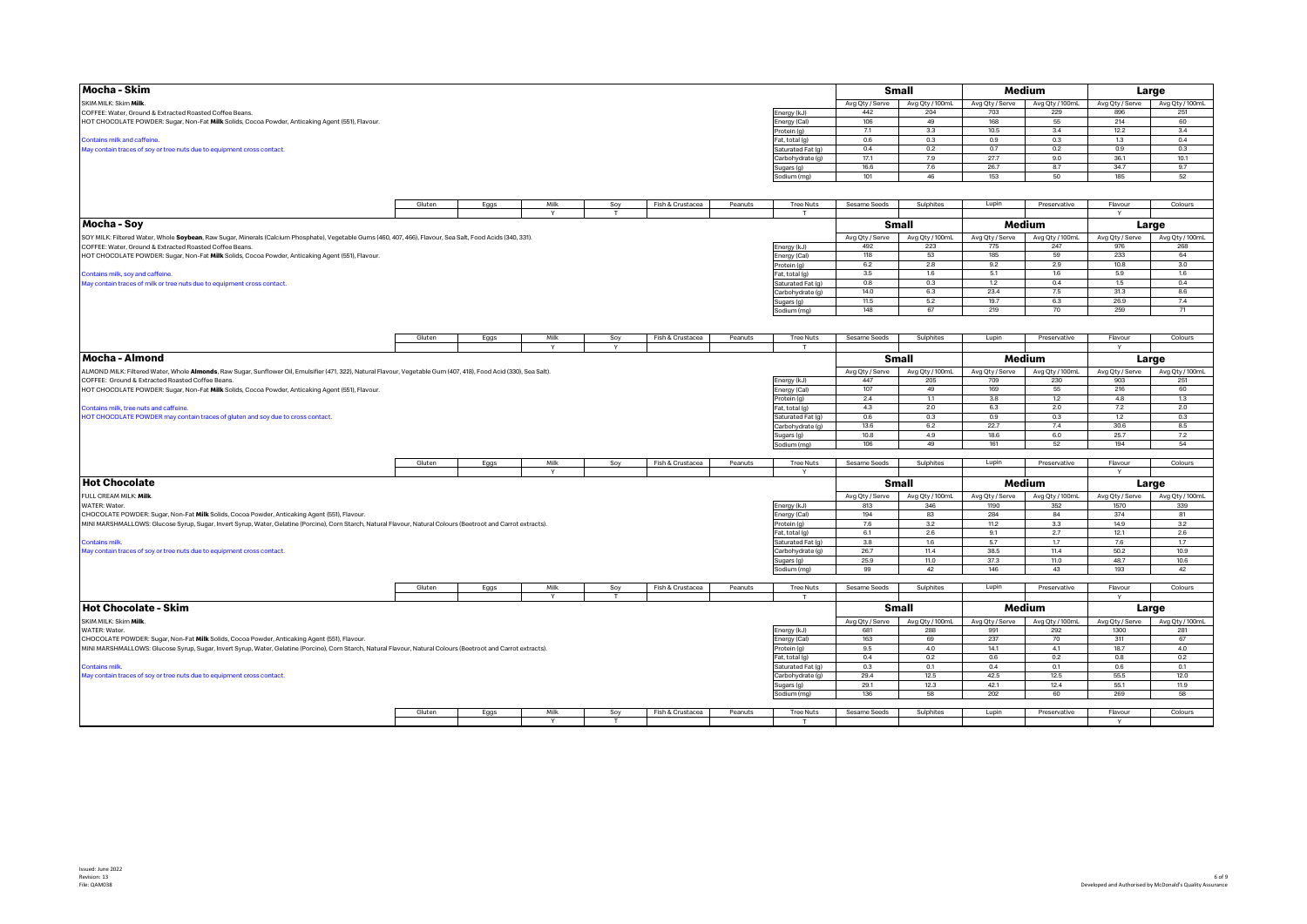## Mocha - Skim

SKIM MILK: Skim **Milk**.
COFFEE: Water, Ground & Extracted Roasted Coffee Beans.
HOT CHOCOLATE POWDER: Sugar, Non-Fat **Milk** Solids, Cocoa Powder, Anticaking Agent (551), Flavour.

Contains milk and caffeine.
May contain traces of soy or tree nuts due to equipment cross contact.

| | Small | | Medium | | Large | |
|---|---|---|---|---|---|---|
| | Avg Qty / Serve | Avg Qty / 100mL | Avg Qty / Serve | Avg Qty / 100mL | Avg Qty / Serve | Avg Qty / 100mL |
| Energy (kJ) | 442 | 204 | 703 | 229 | 896 | 251 |
| Energy (Cal) | 106 | 49 | 168 | 55 | 214 | 60 |
| Protein (g) | 7.1 | 3.3 | 10.5 | 3.4 | 12.2 | 3.4 |
| Fat, total (g) | 0.6 | 0.3 | 0.9 | 0.3 | 1.3 | 0.4 |
| Saturated Fat (g) | 0.4 | 0.2 | 0.7 | 0.2 | 0.9 | 0.3 |
| Carbohydrate (g) | 17.1 | 7.9 | 27.7 | 9.0 | 36.1 | 10.1 |
| Sugars (g) | 16.6 | 7.6 | 26.7 | 8.7 | 34.7 | 9.7 |
| Sodium (mg) | 101 | 46 | 153 | 50 | 185 | 52 |

| Gluten | Eggs | Milk | Soy | Fish & Crustacea | Peanuts | Tree Nuts | Sesame Seeds | Sulphites | Lupin | Preservative | Flavour | Colours |
|---|---|---|---|---|---|---|---|---|---|---|---|---|
| | | Y | T | | | T | | | | | Y | |

## Mocha - Soy

SOY MILK: Filtered Water, Whole **Soybean**, Raw Sugar, Minerals (Calcium Phosphate), Vegetable Gums (460, 407, 466), Flavour, Sea Salt, Food Acids (340, 331).
COFFEE: Water, Ground & Extracted Roasted Coffee Beans.
HOT CHOCOLATE POWDER: Sugar, Non-Fat **Milk** Solids, Cocoa Powder, Anticaking Agent (551), Flavour.

Contains milk, soy and caffeine.
May contain traces of milk or tree nuts due to equipment cross contact.

| | Small | | Medium | | Large | |
|---|---|---|---|---|---|---|
| | Avg Qty / Serve | Avg Qty / 100mL | Avg Qty / Serve | Avg Qty / 100mL | Avg Qty / Serve | Avg Qty / 100mL |
| Energy (kJ) | 492 | 223 | 775 | 247 | 976 | 268 |
| Energy (Cal) | 118 | 53 | 185 | 59 | 233 | 64 |
| Protein (g) | 6.2 | 2.8 | 9.2 | 2.9 | 10.8 | 3.0 |
| Fat, total (g) | 3.5 | 1.6 | 5.1 | 1.6 | 5.9 | 1.6 |
| Saturated Fat (g) | 0.8 | 0.3 | 1.2 | 0.4 | 1.5 | 0.4 |
| Carbohydrate (g) | 14.0 | 6.3 | 23.4 | 7.5 | 31.3 | 8.6 |
| Sugars (g) | 11.5 | 5.2 | 19.7 | 6.3 | 26.9 | 7.4 |
| Sodium (mg) | 148 | 67 | 219 | 70 | 259 | 71 |

| Gluten | Eggs | Milk | Soy | Fish & Crustacea | Peanuts | Tree Nuts | Sesame Seeds | Sulphites | Lupin | Preservative | Flavour | Colours |
|---|---|---|---|---|---|---|---|---|---|---|---|---|
| | | Y | Y | | | T | | | | | Y | |

## Mocha - Almond

ALMOND MILK: Filtered Water, Whole **Almonds**, Raw Sugar, Sunflower Oil, Emulsifier (471, 322), Natural Flavour, Vegetable Gum (407, 418), Food Acid (330), Sea Salt).
COFFEE: Ground & Extracted Roasted Coffee Beans.
HOT CHOCOLATE POWDER: Sugar, Non-Fat **Milk** Solids, Cocoa Powder, Anticaking Agent (551), Flavour.

Contains milk, tree nuts and caffeine.
HOT CHOCOLATE POWDER may contain traces of gluten and soy due to cross contact.

| | Small | | Medium | | Large | |
|---|---|---|---|---|---|---|
| | Avg Qty / Serve | Avg Qty / 100mL | Avg Qty / Serve | Avg Qty / 100mL | Avg Qty / Serve | Avg Qty / 100mL |
| Energy (kJ) | 447 | 205 | 709 | 230 | 903 | 251 |
| Energy (Cal) | 107 | 49 | 169 | 55 | 216 | 60 |
| Protein (g) | 2.4 | 1.1 | 3.8 | 1.2 | 4.8 | 1.3 |
| Fat, total (g) | 4.3 | 2.0 | 6.3 | 2.0 | 7.2 | 2.0 |
| Saturated Fat (g) | 0.6 | 0.3 | 0.9 | 0.3 | 1.2 | 0.3 |
| Carbohydrate (g) | 13.6 | 6.2 | 22.7 | 7.4 | 30.6 | 8.5 |
| Sugars (g) | 10.8 | 4.9 | 18.6 | 6.0 | 25.7 | 7.2 |
| Sodium (mg) | 106 | 49 | 161 | 52 | 194 | 54 |

| Gluten | Eggs | Milk | Soy | Fish & Crustacea | Peanuts | Tree Nuts | Sesame Seeds | Sulphites | Lupin | Preservative | Flavour | Colours |
|---|---|---|---|---|---|---|---|---|---|---|---|---|
| | | Y | | | | Y | | | | | Y | |

## Hot Chocolate

FULL CREAM MILK: **Milk**.
WATER: Water.
CHOCOLATE POWDER: Sugar, Non-Fat **Milk** Solids, Cocoa Powder, Anticaking Agent (551), Flavour.
MINI MARSHMALLOWS: Glucose Syrup, Sugar, Invert Syrup, Water, Gelatine (Porcine), Corn Starch, Natural Flavour, Natural Colours (Beetroot and Carrot extracts).

Contains milk.
May contain traces of soy or tree nuts due to equipment cross contact.

| | Small | | Medium | | Large | |
|---|---|---|---|---|---|---|
| | Avg Qty / Serve | Avg Qty / 100mL | Avg Qty / Serve | Avg Qty / 100mL | Avg Qty / Serve | Avg Qty / 100mL |
| Energy (kJ) | 813 | 346 | 1190 | 352 | 1570 | 339 |
| Energy (Cal) | 194 | 83 | 284 | 84 | 374 | 81 |
| Protein (g) | 7.6 | 3.2 | 11.2 | 3.3 | 14.9 | 3.2 |
| Fat, total (g) | 6.1 | 2.6 | 9.1 | 2.7 | 12.1 | 2.6 |
| Saturated Fat (g) | 3.8 | 1.6 | 5.7 | 1.7 | 7.6 | 1.7 |
| Carbohydrate (g) | 26.7 | 11.4 | 38.5 | 11.4 | 50.2 | 10.9 |
| Sugars (g) | 25.9 | 11.0 | 37.3 | 11.0 | 48.7 | 10.6 |
| Sodium (mg) | 99 | 42 | 146 | 43 | 193 | 42 |

| Gluten | Eggs | Milk | Soy | Fish & Crustacea | Peanuts | Tree Nuts | Sesame Seeds | Sulphites | Lupin | Preservative | Flavour | Colours |
|---|---|---|---|---|---|---|---|---|---|---|---|---|
| | | Y | T | | | T | | | | | Y | |

## Hot Chocolate - Skim

SKIM MILK: Skim **Milk**.
WATER: Water.
CHOCOLATE POWDER: Sugar, Non-Fat **Milk** Solids, Cocoa Powder, Anticaking Agent (551), Flavour.
MINI MARSHMALLOWS: Glucose Syrup, Sugar, Invert Syrup, Water, Gelatine (Porcine), Corn Starch, Natural Flavour, Natural Colours (Beetroot and Carrot extracts).

Contains milk.
May contain traces of soy or tree nuts due to equipment cross contact.

| | Small | | Medium | | Large | |
|---|---|---|---|---|---|---|
| | Avg Qty / Serve | Avg Qty / 100mL | Avg Qty / Serve | Avg Qty / 100mL | Avg Qty / Serve | Avg Qty / 100mL |
| Energy (kJ) | 681 | 288 | 991 | 292 | 1300 | 281 |
| Energy (Cal) | 163 | 69 | 237 | 70 | 311 | 67 |
| Protein (g) | 9.5 | 4.0 | 14.1 | 4.1 | 18.7 | 4.0 |
| Fat, total (g) | 0.4 | 0.2 | 0.6 | 0.2 | 0.8 | 0.2 |
| Saturated Fat (g) | 0.3 | 0.1 | 0.4 | 0.1 | 0.6 | 0.1 |
| Carbohydrate (g) | 29.4 | 12.5 | 42.5 | 12.5 | 55.5 | 12.0 |
| Sugars (g) | 29.1 | 12.3 | 42.1 | 12.4 | 55.1 | 11.9 |
| Sodium (mg) | 136 | 58 | 202 | 60 | 269 | 58 |

| Gluten | Eggs | Milk | Soy | Fish & Crustacea | Peanuts | Tree Nuts | Sesame Seeds | Sulphites | Lupin | Preservative | Flavour | Colours |
|---|---|---|---|---|---|---|---|---|---|---|---|---|
| | | Y | T | | | T | | | | | Y | |

Issued: June 2022
Revision: 13
File: QAM038

Developed and Authorised by McDonald's Quality Assurance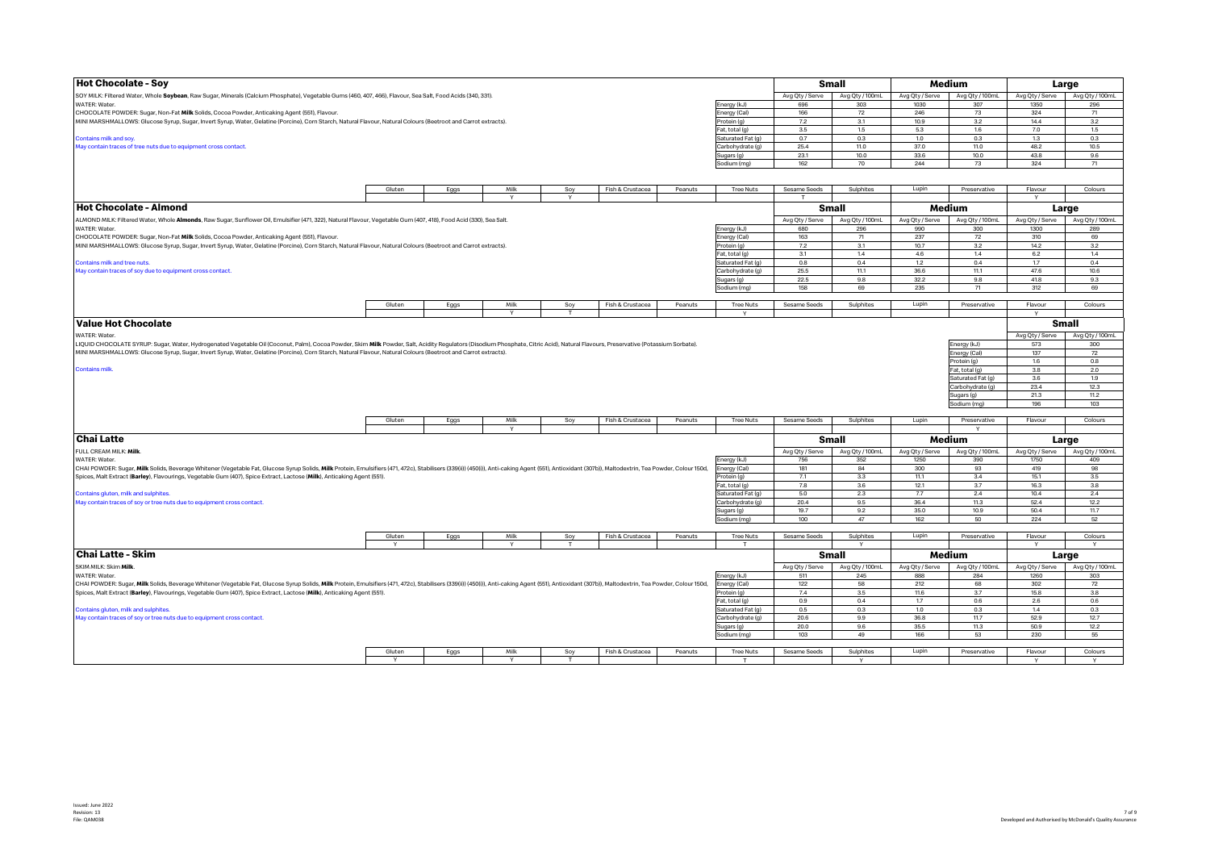## Hot Chocolate - Soy

SOY MILK: Filtered Water, Whole **Soybean**, Raw Sugar, Minerals (Calcium Phosphate), Vegetable Gums (460, 407, 466), Flavour, Sea Salt, Food Acids (340, 331).
WATER: Water.
CHOCOLATE POWDER: Sugar, Non-Fat **Milk** Solids, Cocoa Powder, Anticaking Agent (551), Flavour.
MINI MARSHMALLOWS: Glucose Syrup, Sugar, Invert Syrup, Water, Gelatine (Porcine), Corn Starch, Natural Flavour, Natural Colours (Beetroot and Carrot extracts).

Contains milk and soy.
May contain traces of tree nuts due to equipment cross contact.

| | Small | | Medium | | Large | |
|---|---|---|---|---|---|---|
| | Avg Qty / Serve | Avg Qty / 100mL | Avg Qty / Serve | Avg Qty / 100mL | Avg Qty / Serve | Avg Qty / 100mL |
| Energy (kJ) | 696 | 303 | 1030 | 307 | 1350 | 296 |
| Energy (Cal) | 166 | 72 | 246 | 73 | 324 | 71 |
| Protein (g) | 7.2 | 3.1 | 10.9 | 3.2 | 14.4 | 3.2 |
| Fat, total (g) | 3.5 | 1.5 | 5.3 | 1.6 | 7.0 | 1.5 |
| Saturated Fat (g) | 0.7 | 0.3 | 1.0 | 0.3 | 1.3 | 0.3 |
| Carbohydrate (g) | 25.4 | 11.0 | 37.0 | 11.0 | 48.2 | 10.5 |
| Sugars (g) | 23.1 | 10.0 | 33.6 | 10.0 | 43.8 | 9.6 |
| Sodium (mg) | 162 | 70 | 244 | 73 | 324 | 71 |

| Gluten | Eggs | Milk | Soy | Fish & Crustacea | Peanuts | Tree Nuts | Sesame Seeds | Sulphites | Lupin | Preservative | Flavour | Colours |
|---|---|---|---|---|---|---|---|---|---|---|---|---|
| | | Y | Y | | | | T | | | | Y | |

## Hot Chocolate - Almond

ALMOND MILK: Filtered Water, Whole **Almonds**, Raw Sugar, Sunflower Oil, Emulsifier (471, 322), Natural Flavour, Vegetable Gum (407, 418), Food Acid (330), Sea Salt.
WATER: Water.
CHOCOLATE POWDER: Sugar, Non-Fat **Milk** Solids, Cocoa Powder, Anticaking Agent (551), Flavour.
MINI MARSHMALLOWS: Glucose Syrup, Sugar, Invert Syrup, Water, Gelatine (Porcine), Corn Starch, Natural Flavour, Natural Colours (Beetroot and Carrot extracts).

Contains milk and tree nuts.
May contain traces of soy due to equipment cross contact.

| | Small | | Medium | | Large | |
|---|---|---|---|---|---|---|
| | Avg Qty / Serve | Avg Qty / 100mL | Avg Qty / Serve | Avg Qty / 100mL | Avg Qty / Serve | Avg Qty / 100mL |
| Energy (kJ) | 680 | 296 | 990 | 300 | 1300 | 289 |
| Energy (Cal) | 163 | 71 | 237 | 72 | 310 | 69 |
| Protein (g) | 7.2 | 3.1 | 10.7 | 3.2 | 14.2 | 3.2 |
| Fat, total (g) | 3.1 | 1.4 | 4.6 | 1.4 | 6.2 | 1.4 |
| Saturated Fat (g) | 0.8 | 0.4 | 1.2 | 0.4 | 1.7 | 0.4 |
| Carbohydrate (g) | 25.5 | 11.1 | 36.6 | 11.1 | 47.6 | 10.6 |
| Sugars (g) | 22.5 | 9.8 | 32.2 | 9.8 | 41.8 | 9.3 |
| Sodium (mg) | 158 | 69 | 235 | 71 | 312 | 69 |

| Gluten | Eggs | Milk | Soy | Fish & Crustacea | Peanuts | Tree Nuts | Sesame Seeds | Sulphites | Lupin | Preservative | Flavour | Colours |
|---|---|---|---|---|---|---|---|---|---|---|---|---|
| | | Y | T | | | Y | | | | | Y | |

## Value Hot Chocolate

WATER: Water.
LIQUID CHOCOLATE SYRUP: Sugar, Water, Hydrogenated Vegetable Oil (Coconut, Palm), Cocoa Powder, Skim **Milk** Powder, Salt, Acidity Regulators (Disodium Phosphate, Citric Acid), Natural Flavours, Preservative (Potassium Sorbate).
MINI MARSHMALLOWS: Glucose Syrup, Sugar, Invert Syrup, Water, Gelatine (Porcine), Corn Starch, Natural Flavour, Natural Colours (Beetroot and Carrot extracts).

Contains milk.

| | Small | |
|---|---|---|
| | Avg Qty / Serve | Avg Qty / 100mL |
| Energy (kJ) | 573 | 300 |
| Energy (Cal) | 137 | 72 |
| Protein (g) | 1.6 | 0.8 |
| Fat, total (g) | 3.8 | 2.0 |
| Saturated Fat (g) | 3.6 | 1.9 |
| Carbohydrate (g) | 23.4 | 12.3 |
| Sugars (g) | 21.3 | 11.2 |
| Sodium (mg) | 196 | 103 |

| Gluten | Eggs | Milk | Soy | Fish & Crustacea | Peanuts | Tree Nuts | Sesame Seeds | Sulphites | Lupin | Preservative | Flavour | Colours |
|---|---|---|---|---|---|---|---|---|---|---|---|---|
| | | Y | | | | | | | | Y | | |

## Chai Latte

FULL CREAM MILK: **Milk**.
WATER: Water.
CHAI POWDER: Sugar, **Milk** Solids, Beverage Whitener (Vegetable Fat, Glucose Syrup Solids, **Milk** Protein, Emulsifiers (471, 472c), Stabilisers (339(ii)) (450(i)), Anti-caking Agent (551), Antioxidant (307b)), Maltodextrin, Tea Powder, Colour 150d, Spices, Malt Extract (**Barley**), Flavourings, Vegetable Gum (407), Spice Extract, Lactose (**Milk**), Anticaking Agent (551).

Contains gluten, milk and sulphites.
May contain traces of soy or tree nuts due to equipment cross contact.

| | Small | | Medium | | Large | |
|---|---|---|---|---|---|---|
| | Avg Qty / Serve | Avg Qty / 100mL | Avg Qty / Serve | Avg Qty / 100mL | Avg Qty / Serve | Avg Qty / 100mL |
| Energy (kJ) | 756 | 352 | 1250 | 390 | 1750 | 409 |
| Energy (Cal) | 181 | 84 | 300 | 93 | 419 | 98 |
| Protein (g) | 7.1 | 3.3 | 11.1 | 3.4 | 15.1 | 3.5 |
| Fat, total (g) | 7.8 | 3.6 | 12.1 | 3.7 | 16.3 | 3.8 |
| Saturated Fat (g) | 5.0 | 2.3 | 7.7 | 2.4 | 10.4 | 2.4 |
| Carbohydrate (g) | 20.4 | 9.5 | 36.4 | 11.3 | 52.4 | 12.2 |
| Sugars (g) | 19.7 | 9.2 | 35.0 | 10.9 | 50.4 | 11.7 |
| Sodium (mg) | 100 | 47 | 162 | 50 | 224 | 52 |

| Gluten | Eggs | Milk | Soy | Fish & Crustacea | Peanuts | Tree Nuts | Sesame Seeds | Sulphites | Lupin | Preservative | Flavour | Colours |
|---|---|---|---|---|---|---|---|---|---|---|---|---|
| Y | | Y | T | | | T | | Y | | | Y | Y |

## Chai Latte - Skim

SKIM MILK: Skim **Milk**.
WATER: Water.
CHAI POWDER: Sugar, **Milk** Solids, Beverage Whitener (Vegetable Fat, Glucose Syrup Solids, **Milk** Protein, Emulsifiers (471, 472c), Stabilisers (339(ii)) (450(i)), Anti-caking Agent (551), Antioxidant (307b)), Maltodextrin, Tea Powder, Colour 150d, Spices, Malt Extract (**Barley**), Flavourings, Vegetable Gum (407), Spice Extract, Lactose (**Milk**), Anticaking Agent (551).

Contains gluten, milk and sulphites.
May contain traces of soy or tree nuts due to equipment cross contact.

| | Small | | Medium | | Large | |
|---|---|---|---|---|---|---|
| | Avg Qty / Serve | Avg Qty / 100mL | Avg Qty / Serve | Avg Qty / 100mL | Avg Qty / Serve | Avg Qty / 100mL |
| Energy (kJ) | 511 | 245 | 888 | 284 | 1260 | 303 |
| Energy (Cal) | 122 | 58 | 212 | 68 | 302 | 72 |
| Protein (g) | 7.4 | 3.5 | 11.6 | 3.7 | 15.8 | 3.8 |
| Fat, total (g) | 0.9 | 0.4 | 1.7 | 0.6 | 2.6 | 0.6 |
| Saturated Fat (g) | 0.5 | 0.3 | 1.0 | 0.3 | 1.4 | 0.3 |
| Carbohydrate (g) | 20.6 | 9.9 | 36.8 | 11.7 | 52.9 | 12.7 |
| Sugars (g) | 20.0 | 9.6 | 35.5 | 11.3 | 50.9 | 12.2 |
| Sodium (mg) | 103 | 49 | 166 | 53 | 230 | 55 |

| Gluten | Eggs | Milk | Soy | Fish & Crustacea | Peanuts | Tree Nuts | Sesame Seeds | Sulphites | Lupin | Preservative | Flavour | Colours |
|---|---|---|---|---|---|---|---|---|---|---|---|---|
| Y | | Y | T | | | T | | Y | | | Y | Y |

Issued: June 2022
Revision: 13
File: QAM038

Developed and Authorised by McDonald's Quality Assurance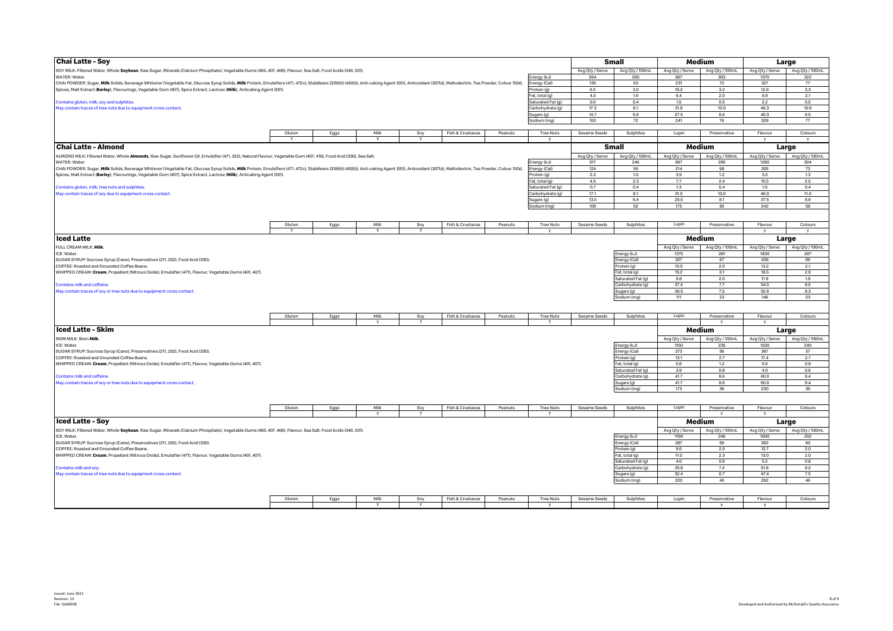## Chai Latte - Soy

SOY MILK: Filtered Water, Whole **Soybean**, Raw Sugar, Minerals (Calcium Phosphate), Vegetable Gums (460, 407, 466), Flavour, Sea Salt, Food Acids (340, 331).
WATER: Water.
CHAI POWDER: Sugar, **Milk** Solids, Beverage Whitener (Vegetable Fat, Glucose Syrup Solids, **Milk** Protein, Emulsifiers (471, 472c), Stabilisers (339(ii)) (450(i)), Anti-caking Agent (551), Antioxidant (307b)), Maltodextrin, Tea Powder, Colour 150d, Spices, Malt Extract (**Barley**), Flavourings, Vegetable Gum (407), Spice Extract, Lactose (**Milk**), Anticaking Agent (551).

Contains gluten, milk, soy and sulphites.
May contain traces of tree nuts due to equipment cross contact.

| | Small | | Medium | | Large | |
|---|---|---|---|---|---|---|
| | Avg Qty / Serve | Avg Qty / 100mL | Avg Qty / Serve | Avg Qty / 100mL | Avg Qty / Serve | Avg Qty / 100mL |
| Energy (kJ) | 564 | 265 | 967 | 303 | 1370 | 322 |
| Energy (Cal) | 135 | 63 | 231 | 72 | 327 | 77 |
| Protein (g) | 6.5 | 3.0 | 10.2 | 3.2 | 12.8 | 3.3 |
| Fat, total (g) | 4.0 | 1.9 | 6.4 | 2.0 | 8.8 | 2.1 |
| Saturated Fat (g) | 0.9 | 0.4 | 1.5 | 0.5 | 2.2 | 0.5 |
| Carbohydrate (g) | 17.3 | 8.1 | 31.8 | 10.0 | 46.3 | 10.9 |
| Sugars (g) | 14.7 | 6.9 | 27.5 | 8.6 | 40.3 | 9.5 |
| Sodium (mg) | 153 | 72 | 241 | 76 | 329 | 77 |

| Gluten | Eggs | Milk | Soy | Fish & Crustacea | Peanuts | Tree Nuts | Sesame Seeds | Sulphites | Lupin | Preservative | Flavour | Colours |
|---|---|---|---|---|---|---|---|---|---|---|---|---|
| Y | | Y | Y | | | T | | | | | Y | Y |

## Chai Latte - Almond

ALMOND MILK: Filtered Water, Whole **Almonds**, Raw Sugar, Sunflower Oil, Emulsifier (471, 322), Natural Flavour, Vegetable Gum (407, 418), Food Acid (330), Sea Salt.
WATER: Water.
CHAI POWDER: Sugar, **Milk** Solids, Beverage Whitener (Vegetable Fat, Glucose Syrup Solids, **Milk** Protein, Emulsifiers (471, 472c), Stabilisers (339(ii)) (450(i)), Anti-caking Agent (551), Antioxidant (307b)), Maltodextrin, Tea Powder, Colour 150d, Spices, Malt Extract (**Barley**), Flavourings, Vegetable Gum (407), Spice Extract, Lactose (**Milk**), Anticaking Agent (551).

Contains gluten, milk, tree nuts and sulphites.
May contain traces of soy due to equipment cross contact.

| | Small | | Medium | | Large | |
|---|---|---|---|---|---|---|
| | Avg Qty / Serve | Avg Qty / 100mL | Avg Qty / Serve | Avg Qty / 100mL | Avg Qty / Serve | Avg Qty / 100mL |
| Energy (kJ) | 517 | 246 | 897 | 285 | 1280 | 304 |
| Energy (Cal) | 124 | 59 | 214 | 68 | 305 | 73 |
| Protein (g) | 2.3 | 1.0 | 3.9 | 1.2 | 5.5 | 1.3 |
| Fat, total (g) | 4.9 | 2.3 | 7.7 | 2.4 | 10.5 | 2.5 |
| Saturated Fat (g) | 0.7 | 0.4 | 1.3 | 0.4 | 1.9 | 0.4 |
| Carbohydrate (g) | 17.1 | 8.1 | 31.5 | 10.0 | 46.0 | 11.0 |
| Sugars (g) | 13.5 | 6.4 | 25.5 | 8.1 | 37.5 | 8.9 |
| Sodium (mg) | 109 | 52 | 175 | 56 | 242 | 58 |

| Gluten | Eggs | Milk | Soy | Fish & Crustacea | Peanuts | Tree Nuts | Sesame Seeds | Sulphites | Lupin | Preservative | Flavour | Colours |
|---|---|---|---|---|---|---|---|---|---|---|---|---|
| Y | | Y | T | | | Y | | | | | Y | Y |

## Iced Latte

FULL CREAM MILK: **Milk**.
ICE: Water.
SUGAR SYRUP: Sucrose Syrup (Cane), Preservatives (211, 202), Food Acid (330).
COFFEE: Roasted and Grounded Coffee Beans.
WHIPPED CREAM: **Cream**, Propellant (Nitrous Oxide), Emulsifier (471), Flavour, Vegetable Gums (401, 407).

Contains milk and caffeine.
May contain traces of soy or tree nuts due to equipment cross contact.

| | Medium | | Large | |
|---|---|---|---|---|
| | Avg Qty / Serve | Avg Qty / 100mL | Avg Qty / Serve | Avg Qty / 100mL |
| Energy (kJ) | 1370 | 281 | 1830 | 287 |
| Energy (Cal) | 327 | 67 | 438 | 69 |
| Protein (g) | 10.0 | 2.0 | 13.2 | 2.1 |
| Fat, total (g) | 15.2 | 3.1 | 18.5 | 2.9 |
| Saturated Fat (g) | 9.8 | 2.0 | 11.9 | 1.9 |
| Carbohydrate (g) | 37.4 | 7.7 | 54.0 | 8.5 |
| Sugars (g) | 36.5 | 7.5 | 52.8 | 8.3 |
| Sodium (mg) | 111 | 23 | 146 | 23 |

| Gluten | Eggs | Milk | Soy | Fish & Crustacea | Peanuts | Tree Nuts | Sesame Seeds | Sulphites | Lupin | Preservative | Flavour | Colours |
|---|---|---|---|---|---|---|---|---|---|---|---|---|
| | | Y | T | | | T | | | | Y | Y | |

## Iced Latte - Skim

SKIM MILK: Skim **Milk**.
ICE: Water.
SUGAR SYRUP: Sucrose Syrup (Cane), Preservatives (211, 202), Food Acid (330).
COFFEE: Roasted and Grounded Coffee Beans.
WHIPPED CREAM: **Cream**, Propellant (Nitrous Oxide), Emulsifier (471), Flavour, Vegetable Gums (401, 407).

Contains milk and caffeine.
May contain traces of soy or tree nuts due to equipment cross contact.

| | Medium | | Large | |
|---|---|---|---|---|
| | Avg Qty / Serve | Avg Qty / 100mL | Avg Qty / Serve | Avg Qty / 100mL |
| Energy (kJ) | 1150 | 235 | 1530 | 240 |
| Energy (Cal) | 273 | 56 | 367 | 57 |
| Protein (g) | 13.1 | 2.7 | 17.4 | 2.7 |
| Fat, total (g) | 5.8 | 1.2 | 5.9 | 0.9 |
| Saturated Fat (g) | 3.9 | 0.8 | 4.0 | 0.6 |
| Carbohydrate (g) | 41.7 | 8.6 | 60.0 | 9.4 |
| Sugars (g) | 41.7 | 8.6 | 60.0 | 9.4 |
| Sodium (mg) | 173 | 36 | 230 | 36 |

| Gluten | Eggs | Milk | Soy | Fish & Crustacea | Peanuts | Tree Nuts | Sesame Seeds | Sulphites | Lupin | Preservative | Flavour | Colours |
|---|---|---|---|---|---|---|---|---|---|---|---|---|
| | | Y | T | | | T | | | | Y | Y | |

## Iced Latte - Soy

SOY MILK: Filtered Water, Whole **Soybean**, Raw Sugar, Minerals (Calcium Phosphate), Vegetable Gums (460, 407, 466), Flavour, Sea Salt, Food Acids (340, 331).
ICE: Water.
SUGAR SYRUP: Sucrose Syrup (Cane), Preservatives (211, 202), Food Acid (330).
COFFEE: Roasted and Grounded Coffee Beans.
WHIPPED CREAM: **Cream**, Propellant (Nitrous Oxide), Emulsifier (471), Flavour, Vegetable Gums (401, 407).

Contains milk and soy.
May contain traces of tree nuts due to equipment cross contact.

| | Medium | | Large | |
|---|---|---|---|---|
| | Avg Qty / Serve | Avg Qty / 100mL | Avg Qty / Serve | Avg Qty / 100mL |
| Energy (kJ) | 1190 | 246 | 1600 | 252 |
| Energy (Cal) | 287 | 59 | 382 | 60 |
| Protein (g) | 9.6 | 2.0 | 12.7 | 2.0 |
| Fat, total (g) | 11.0 | 2.3 | 13.0 | 2.0 |
| Saturated Fat (g) | 4.6 | 0.9 | 5.2 | 0.8 |
| Carbohydrate (g) | 35.8 | 7.4 | 51.9 | 8.2 |
| Sugars (g) | 32.4 | 6.7 | 47.4 | 7.5 |
| Sodium (mg) | 220 | 45 | 292 | 46 |

| Gluten | Eggs | Milk | Soy | Fish & Crustacea | Peanuts | Tree Nuts | Sesame Seeds | Sulphites | Lupin | Preservative | Flavour | Colours |
|---|---|---|---|---|---|---|---|---|---|---|---|---|
| | | Y | Y | | | T | | | | Y | Y | |

Issued: June 2022
Revision: 13
File: QAM038

Developed and Authorised by McDonald's Quality Assurance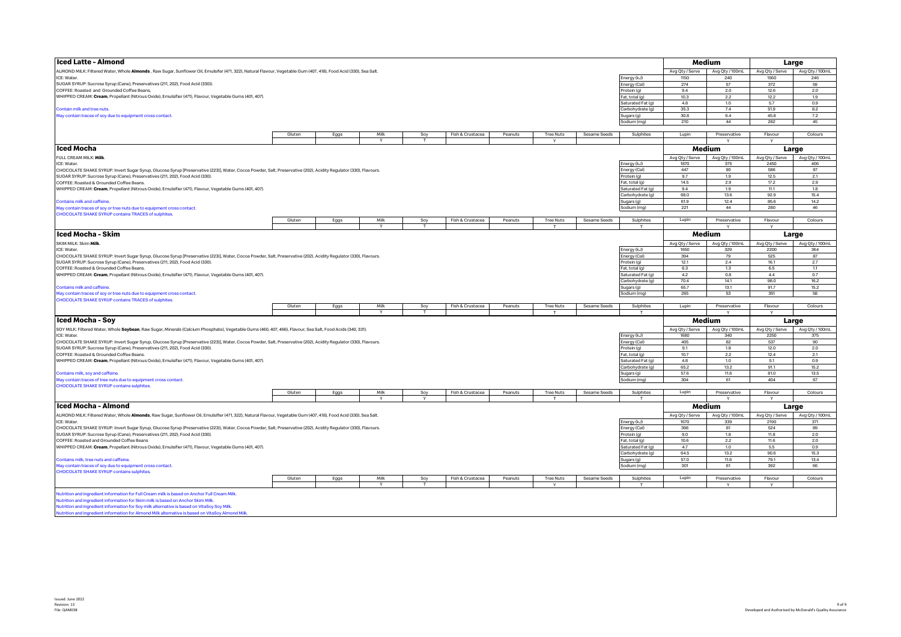## Iced Latte - Almond

ALMOND MILK: Filtered Water, Whole **Almonds** , Raw Sugar, Sunflower Oil, Emulsifier (471, 322), Natural Flavour, Vegetable Gum (407, 418), Food Acid (330), Sea Salt.
ICE: Water.
SUGAR SYRUP: Sucrose Syrup (Cane), Preservatives (211, 202), Food Acid (330)).
COFFEE: Roasted and Grounded Coffee Beans,
WHIPPED CREAM: **Cream**, Propellant (Nitrous Oxide), Emulsifier (471), Flavour, Vegetable Gums (401, 407).

Contain milk and tree nuts.
May contain traces of soy due to equipment cross contact.

| | Medium | | Large | |
|---|---|---|---|---|
| | Avg Qty / Serve | Avg Qty / 100mL | Avg Qty / Serve | Avg Qty / 100mL |
| Energy (kJ) | 1150 | 240 | 1560 | 246 |
| Energy (Cal) | 274 | 57 | 372 | 59 |
| Protein (g) | 9.4 | 2.0 | 12.6 | 2.0 |
| Fat, total (g) | 10.3 | 2.2 | 12.2 | 1.9 |
| Saturated Fat (g) | 4.8 | 1.0 | 5.7 | 0.9 |
| Carbohydrate (g) | 35.3 | 7.4 | 51.9 | 8.2 |
| Sugars (g) | 30.8 | 6.4 | 45.8 | 7.2 |
| Sodium (mg) | 210 | 44 | 282 | 45 |

| Gluten | Eggs | Milk | Soy | Fish & Crustacea | Peanuts | Tree Nuts | Sesame Seeds | Sulphites | Lupin | Preservative | Flavour | Colours |
|---|---|---|---|---|---|---|---|---|---|---|---|---|
| | | Y | T | | | Y | | | | Y | Y | |

## Iced Mocha

FULL CREAM MILK: **Milk**.
ICE: Water.
CHOCOLATE SHAKE SYRUP: Invert Sugar Syrup, Glucose Syrup [Preservative (223)], Water, Cocoa Powder, Salt, Preservative (202), Acidity Regulator (330), Flavours.
SUGAR SYRUP: Sucrose Syrup (Cane), Preservatives (211, 202), Food Acid (330).
COFFEE: Roasted & Grounded Coffee Beans.
WHIPPED CREAM: **Cream**, Propellant (Nitrous Oxide), Emulsifier (471), Flavour, Vegetable Gums (401, 407).

Contains milk and caffeine.
May contain traces of soy or tree nuts due to equipment cross contact.
CHOCOLATE SHAKE SYRUP contains TRACES of sulphites.

| | Medium | | Large | |
|---|---|---|---|---|
| | Avg Qty / Serve | Avg Qty / 100mL | Avg Qty / Serve | Avg Qty / 100mL |
| Energy (kJ) | 1870 | 375 | 2450 | 406 |
| Energy (Cal) | 447 | 90 | 586 | 97 |
| Protein (g) | 9.7 | 1.9 | 12.5 | 2.1 |
| Fat, total (g) | 14.5 | 2.9 | 17.2 | 2.9 |
| Saturated Fat (g) | 9.4 | 1.9 | 11.1 | 1.8 |
| Carbohydrate (g) | 68.0 | 13.6 | 92.9 | 15.4 |
| Sugars (g) | 61.9 | 12.4 | 85.6 | 14.2 |
| Sodium (mg) | 221 | 44 | 280 | 46 |

| Gluten | Eggs | Milk | Soy | Fish & Crustacea | Peanuts | Tree Nuts | Sesame Seeds | Sulphites | Lupin | Preservative | Flavour | Colours |
|---|---|---|---|---|---|---|---|---|---|---|---|---|
| | | Y | T | | | T | | T | | Y | Y | |

## Iced Mocha - Skim

SKIM MILK: Skim **Milk**.
ICE: Water.
CHOCOLATE SHAKE SYRUP: Invert Sugar Syrup, Glucose Syrup [Preservative (223)], Water, Cocoa Powder, Salt, Preservative (202), Acidity Regulator (330), Flavours.
SUGAR SYRUP: Sucrose Syrup (Cane), Preservatives (211, 202), Food Acid (330).
COFFEE: Roasted & Grounded Coffee Beans.
WHIPPED CREAM: **Cream**, Propellant (Nitrous Oxide), Emulsifier (471), Flavour, Vegetable Gums (401, 407).

Contains milk and caffeine.
May contain traces of soy or tree nuts due to equipment cross contact.
CHOCOLATE SHAKE SYRUP contains TRACES of sulphites.

| | Medium | | Large | |
|---|---|---|---|---|
| | Avg Qty / Serve | Avg Qty / 100mL | Avg Qty / Serve | Avg Qty / 100mL |
| Energy (kJ) | 1650 | 329 | 2200 | 364 |
| Energy (Cal) | 394 | 79 | 525 | 87 |
| Protein (g) | 12.1 | 2.4 | 16.1 | 2.7 |
| Fat, total (g) | 6.3 | 1.3 | 6.5 | 1.1 |
| Saturated Fat (g) | 4.2 | 0.8 | 4.4 | 0.7 |
| Carbohydrate (g) | 70.4 | 14.1 | 98.0 | 16.2 |
| Sugars (g) | 65.7 | 13.1 | 91.7 | 15.2 |
| Sodium (mg) | 265 | 53 | 351 | 58 |

| Gluten | Eggs | Milk | Soy | Fish & Crustacea | Peanuts | Tree Nuts | Sesame Seeds | Sulphites | Lupin | Preservative | Flavour | Colours |
|---|---|---|---|---|---|---|---|---|---|---|---|---|
| | | Y | T | | | T | | T | | Y | Y | |

## Iced Mocha - Soy

SOY MILK: Filtered Water, Whole **Soybean**, Raw Sugar, Minerals (Calcium Phosphate), Vegetable Gums (460, 407, 466), Flavour, Sea Salt, Food Acids (340, 331).
ICE: Water.
CHOCOLATE SHAKE SYRUP: Invert Sugar Syrup, Glucose Syrup [Preservative (223)], Water, Cocoa Powder, Salt, Preservative (202), Acidity Regulator (330), Flavours.
SUGAR SYRUP: Sucrose Syrup (Cane), Preservatives (211, 202), Food Acid (330).
COFFEE: Roasted & Grounded Coffee Beans.
WHIPPED CREAM: **Cream**, Propellant (Nitrous Oxide), Emulsifier (471), Flavour, Vegetable Gums (401, 407).

Contains milk, soy and caffeine.
May contain traces of tree nuts due to equipment cross contact.
CHOCOLATE SHAKE SYRUP contains sulphites.

| | Medium | | Large | |
|---|---|---|---|---|
| | Avg Qty / Serve | Avg Qty / 100mL | Avg Qty / Serve | Avg Qty / 100mL |
| Energy (kJ) | 1680 | 340 | 2250 | 375 |
| Energy (Cal) | 405 | 82 | 537 | 90 |
| Protein (g) | 9.1 | 1.8 | 12.0 | 2.0 |
| Fat, total (g) | 10.7 | 2.2 | 12.4 | 2.1 |
| Saturated Fat (g) | 4.8 | 1.0 | 5.1 | 0.9 |
| Carbohydrate (g) | 65.2 | 13.2 | 91.1 | 15.2 |
| Sugars (g) | 57.6 | 11.6 | 81.0 | 13.5 |
| Sodium (mg) | 304 | 61 | 404 | 67 |

| Gluten | Eggs | Milk | Soy | Fish & Crustacea | Peanuts | Tree Nuts | Sesame Seeds | Sulphites | Lupin | Preservative | Flavour | Colours |
|---|---|---|---|---|---|---|---|---|---|---|---|---|
| | | Y | Y | | | T | | T | | Y | Y | |

## Iced Mocha - Almond

ALMOND MILK: Filtered Water, Whole **Almonds**, Raw Sugar, Sunflower Oil, Emulsifier (471, 322), Natural Flavour, Vegetable Gum (407, 418), Food Acid (330), Sea Salt.
ICE: Water.
CHOCOLATE SHAKE SYRUP: Invert Sugar Syrup, Glucose Syrup [Preservative (223)], Water, Cocoa Powder, Salt, Preservative (202), Acidity Regulator (330), Flavours.
SUGAR SYRUP: Sucrose Syrup (Cane), Preservatives (211, 202), Food Acid (330).
COFFEE: Roasted and Grounded Coffee Beans
WHIPPED CREAM: **Cream**, Propellant (Nitrous Oxide), Emulsifier (471), Flavour, Vegetable Gums (401, 407).

Contains milk, tree nuts and caffeine.
May contain traces of soy due to equipment cross contact.
CHOCOLATE SHAKE SYRUP contains sulphites.

| | Medium | | Large | |
|---|---|---|---|---|
| | Avg Qty / Serve | Avg Qty / 100mL | Avg Qty / Serve | Avg Qty / 100mL |
| Energy (kJ) | 1670 | 339 | 2190 | 371 |
| Energy (Cal) | 398 | 81 | 524 | 89 |
| Protein (g) | 9.0 | 1.8 | 11.8 | 2.0 |
| Fat, total (g) | 10.6 | 2.2 | 11.6 | 2.0 |
| Saturated Fat (g) | 4.7 | 1.0 | 5.5 | 0.9 |
| Carbohydrate (g) | 64.5 | 13.2 | 90.6 | 15.3 |
| Sugars (g) | 57.0 | 11.6 | 79.1 | 13.4 |
| Sodium (mg) | 301 | 61 | 392 | 66 |

| Gluten | Eggs | Milk | Soy | Fish & Crustacea | Peanuts | Tree Nuts | Sesame Seeds | Sulphites | Lupin | Preservative | Flavour | Colours |
|---|---|---|---|---|---|---|---|---|---|---|---|---|
| | | Y | T | | | Y | | T | | Y | Y | |

Nutrition and ingredient information for Full Cream milk is based on Anchor Full Cream Milk.
Nutrition and ingredient information for Skim milk is based on Anchor Skim Milk.
Nutrition and ingredient information for Soy milk alternative is based on VitaSoy Soy Milk.
Nutrition and ingredient information for Almond Milk alternative is based on VitaSoy Almond Milk.

Issued: June 2022
Revision: 13
File: QAM038

Developed and Authorised by McDonald's Quality Assurance